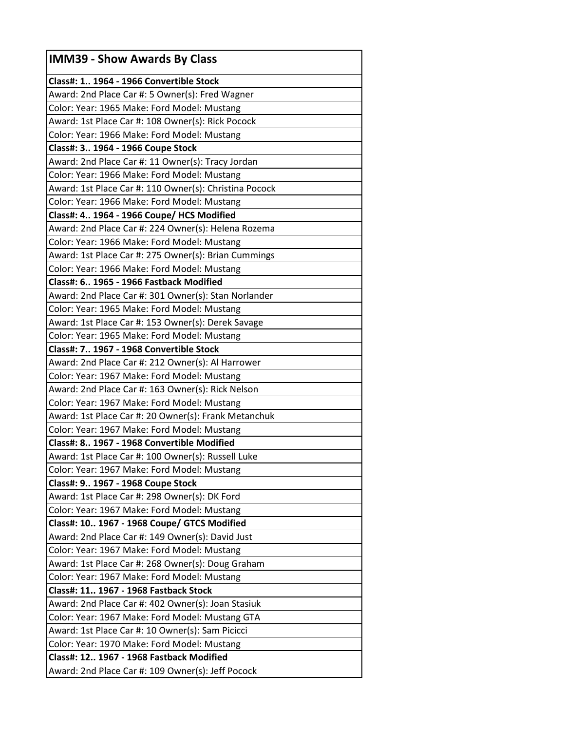# IMM39 - Show Awards By Class

**Class#: 1.. 1964 - 1966 Convertible Stock**

Award: 2nd Place Car #: 5 Owner(s): Fred Wagner
Color: Year: 1965 Make: Ford Model: Mustang

Award: 1st Place Car #: 108 Owner(s): Rick Pocock
Color: Year: 1966 Make: Ford Model: Mustang

**Class#: 3.. 1964 - 1966 Coupe Stock**

Award: 2nd Place Car #: 11 Owner(s): Tracy Jordan
Color: Year: 1966 Make: Ford Model: Mustang

Award: 1st Place Car #: 110 Owner(s): Christina Pocock
Color: Year: 1966 Make: Ford Model: Mustang

**Class#: 4.. 1964 - 1966 Coupe/ HCS Modified**

Award: 2nd Place Car #: 224 Owner(s): Helena Rozema
Color: Year: 1966 Make: Ford Model: Mustang

Award: 1st Place Car #: 275 Owner(s): Brian Cummings
Color: Year: 1966 Make: Ford Model: Mustang

**Class#: 6.. 1965 - 1966 Fastback Modified**

Award: 2nd Place Car #: 301 Owner(s): Stan Norlander
Color: Year: 1965 Make: Ford Model: Mustang

Award: 1st Place Car #: 153 Owner(s): Derek Savage
Color: Year: 1965 Make: Ford Model: Mustang

**Class#: 7.. 1967 - 1968 Convertible Stock**

Award: 2nd Place Car #: 212 Owner(s): Al Harrower
Color: Year: 1967 Make: Ford Model: Mustang

Award: 2nd Place Car #: 163 Owner(s): Rick Nelson
Color: Year: 1967 Make: Ford Model: Mustang

Award: 1st Place Car #: 20 Owner(s): Frank Metanchuk
Color: Year: 1967 Make: Ford Model: Mustang

**Class#: 8.. 1967 - 1968 Convertible Modified**

Award: 1st Place Car #: 100 Owner(s): Russell Luke
Color: Year: 1967 Make: Ford Model: Mustang

**Class#: 9.. 1967 - 1968 Coupe Stock**

Award: 1st Place Car #: 298 Owner(s): DK Ford
Color: Year: 1967 Make: Ford Model: Mustang

**Class#: 10.. 1967 - 1968 Coupe/ GTCS Modified**

Award: 2nd Place Car #: 149 Owner(s): David Just
Color: Year: 1967 Make: Ford Model: Mustang

Award: 1st Place Car #: 268 Owner(s): Doug Graham
Color: Year: 1967 Make: Ford Model: Mustang

**Class#: 11.. 1967 - 1968 Fastback Stock**

Award: 2nd Place Car #: 402 Owner(s): Joan Stasiuk
Color: Year: 1967 Make: Ford Model: Mustang GTA

Award: 1st Place Car #: 10 Owner(s): Sam Picicci
Color: Year: 1970 Make: Ford Model: Mustang

**Class#: 12.. 1967 - 1968 Fastback Modified**

Award: 2nd Place Car #: 109 Owner(s): Jeff Pocock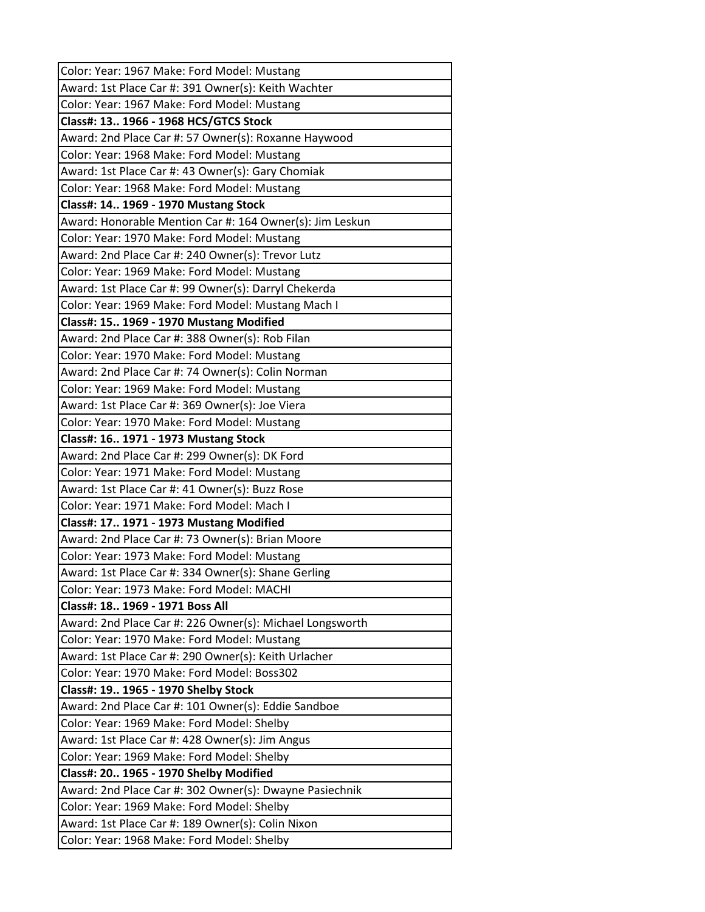| Color: Year: 1967 Make: Ford Model: Mustang |
|---|
| Award: 1st Place Car #: 391 Owner(s): Keith Wachter |
| Color: Year: 1967 Make: Ford Model: Mustang |
| **Class#: 13.. 1966 - 1968 HCS/GTCS Stock** |
| Award: 2nd Place Car #: 57 Owner(s): Roxanne Haywood |
| Color: Year: 1968 Make: Ford Model: Mustang |
| Award: 1st Place Car #: 43 Owner(s): Gary Chomiak |
| Color: Year: 1968 Make: Ford Model: Mustang |
| **Class#: 14.. 1969 - 1970 Mustang Stock** |
| Award: Honorable Mention Car #: 164 Owner(s): Jim Leskun |
| Color: Year: 1970 Make: Ford Model: Mustang |
| Award: 2nd Place Car #: 240 Owner(s): Trevor Lutz |
| Color: Year: 1969 Make: Ford Model: Mustang |
| Award: 1st Place Car #: 99 Owner(s): Darryl Chekerda |
| Color: Year: 1969 Make: Ford Model: Mustang Mach I |
| **Class#: 15.. 1969 - 1970 Mustang Modified** |
| Award: 2nd Place Car #: 388 Owner(s): Rob Filan |
| Color: Year: 1970 Make: Ford Model: Mustang |
| Award: 2nd Place Car #: 74 Owner(s): Colin Norman |
| Color: Year: 1969 Make: Ford Model: Mustang |
| Award: 1st Place Car #: 369 Owner(s): Joe Viera |
| Color: Year: 1970 Make: Ford Model: Mustang |
| **Class#: 16.. 1971 - 1973 Mustang Stock** |
| Award: 2nd Place Car #: 299 Owner(s): DK Ford |
| Color: Year: 1971 Make: Ford Model: Mustang |
| Award: 1st Place Car #: 41 Owner(s): Buzz Rose |
| Color: Year: 1971 Make: Ford Model: Mach I |
| **Class#: 17.. 1971 - 1973 Mustang Modified** |
| Award: 2nd Place Car #: 73 Owner(s): Brian Moore |
| Color: Year: 1973 Make: Ford Model: Mustang |
| Award: 1st Place Car #: 334 Owner(s): Shane Gerling |
| Color: Year: 1973 Make: Ford Model: MACHI |
| **Class#: 18.. 1969 - 1971 Boss All** |
| Award: 2nd Place Car #: 226 Owner(s): Michael Longsworth |
| Color: Year: 1970 Make: Ford Model: Mustang |
| Award: 1st Place Car #: 290 Owner(s): Keith Urlacher |
| Color: Year: 1970 Make: Ford Model: Boss302 |
| **Class#: 19.. 1965 - 1970 Shelby Stock** |
| Award: 2nd Place Car #: 101 Owner(s): Eddie Sandboe |
| Color: Year: 1969 Make: Ford Model: Shelby |
| Award: 1st Place Car #: 428 Owner(s): Jim Angus |
| Color: Year: 1969 Make: Ford Model: Shelby |
| **Class#: 20.. 1965 - 1970 Shelby Modified** |
| Award: 2nd Place Car #: 302 Owner(s): Dwayne Pasiechnik |
| Color: Year: 1969 Make: Ford Model: Shelby |
| Award: 1st Place Car #: 189 Owner(s): Colin Nixon |
| Color: Year: 1968 Make: Ford Model: Shelby |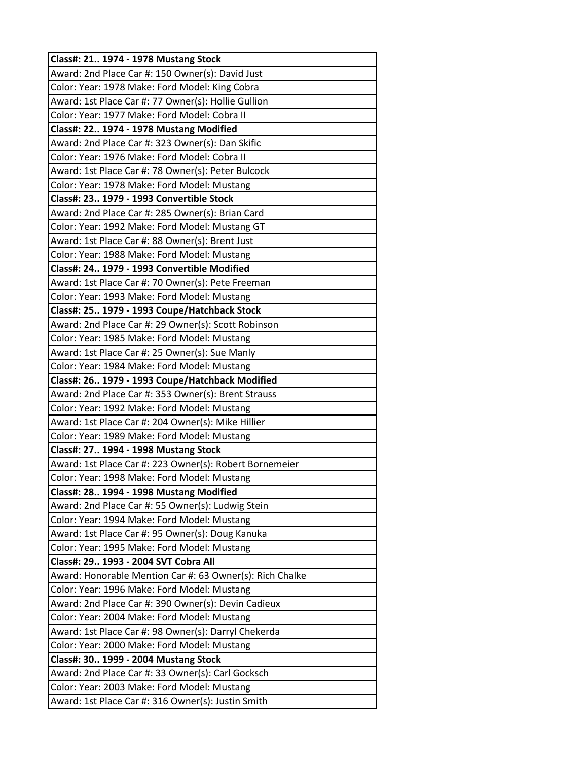| **Class#: 21.. 1974 - 1978 Mustang Stock** |
|---|
| Award: 2nd Place Car #: 150 Owner(s): David Just |
| Color: Year: 1978 Make: Ford Model: King Cobra |
| Award: 1st Place Car #: 77 Owner(s): Hollie Gullion |
| Color: Year: 1977 Make: Ford Model: Cobra II |
| **Class#: 22.. 1974 - 1978 Mustang Modified** |
| Award: 2nd Place Car #: 323 Owner(s): Dan Skific |
| Color: Year: 1976 Make: Ford Model: Cobra II |
| Award: 1st Place Car #: 78 Owner(s): Peter Bulcock |
| Color: Year: 1978 Make: Ford Model: Mustang |
| **Class#: 23.. 1979 - 1993 Convertible Stock** |
| Award: 2nd Place Car #: 285 Owner(s): Brian Card |
| Color: Year: 1992 Make: Ford Model: Mustang GT |
| Award: 1st Place Car #: 88 Owner(s): Brent Just |
| Color: Year: 1988 Make: Ford Model: Mustang |
| **Class#: 24.. 1979 - 1993 Convertible Modified** |
| Award: 1st Place Car #: 70 Owner(s): Pete Freeman |
| Color: Year: 1993 Make: Ford Model: Mustang |
| **Class#: 25.. 1979 - 1993 Coupe/Hatchback Stock** |
| Award: 2nd Place Car #: 29 Owner(s): Scott Robinson |
| Color: Year: 1985 Make: Ford Model: Mustang |
| Award: 1st Place Car #: 25 Owner(s): Sue Manly |
| Color: Year: 1984 Make: Ford Model: Mustang |
| **Class#: 26.. 1979 - 1993 Coupe/Hatchback Modified** |
| Award: 2nd Place Car #: 353 Owner(s): Brent Strauss |
| Color: Year: 1992 Make: Ford Model: Mustang |
| Award: 1st Place Car #: 204 Owner(s): Mike Hillier |
| Color: Year: 1989 Make: Ford Model: Mustang |
| **Class#: 27.. 1994 - 1998 Mustang Stock** |
| Award: 1st Place Car #: 223 Owner(s): Robert Bornemeier |
| Color: Year: 1998 Make: Ford Model: Mustang |
| **Class#: 28.. 1994 - 1998 Mustang Modified** |
| Award: 2nd Place Car #: 55 Owner(s): Ludwig Stein |
| Color: Year: 1994 Make: Ford Model: Mustang |
| Award: 1st Place Car #: 95 Owner(s): Doug Kanuka |
| Color: Year: 1995 Make: Ford Model: Mustang |
| **Class#: 29.. 1993 - 2004 SVT Cobra All** |
| Award: Honorable Mention Car #: 63 Owner(s): Rich Chalke |
| Color: Year: 1996 Make: Ford Model: Mustang |
| Award: 2nd Place Car #: 390 Owner(s): Devin Cadieux |
| Color: Year: 2004 Make: Ford Model: Mustang |
| Award: 1st Place Car #: 98 Owner(s): Darryl Chekerda |
| Color: Year: 2000 Make: Ford Model: Mustang |
| **Class#: 30.. 1999 - 2004 Mustang Stock** |
| Award: 2nd Place Car #: 33 Owner(s): Carl Gocksch |
| Color: Year: 2003 Make: Ford Model: Mustang |
| Award: 1st Place Car #: 316 Owner(s): Justin Smith |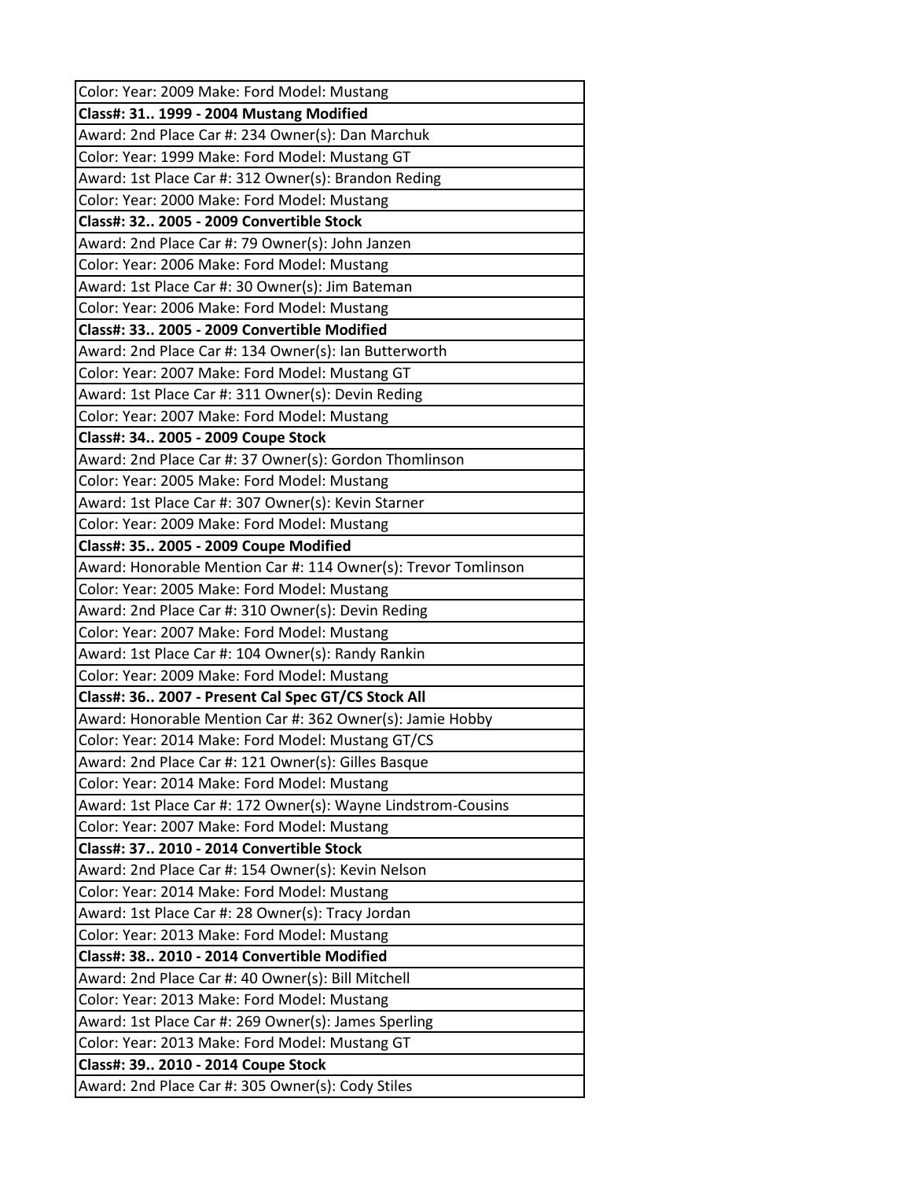| Color: Year: 2009 Make: Ford Model: Mustang |
|---|
| **Class#: 31.. 1999 - 2004 Mustang Modified** |
| Award: 2nd Place Car #: 234 Owner(s): Dan Marchuk |
| Color: Year: 1999 Make: Ford Model: Mustang GT |
| Award: 1st Place Car #: 312 Owner(s): Brandon Reding |
| Color: Year: 2000 Make: Ford Model: Mustang |
| **Class#: 32.. 2005 - 2009 Convertible Stock** |
| Award: 2nd Place Car #: 79 Owner(s): John Janzen |
| Color: Year: 2006 Make: Ford Model: Mustang |
| Award: 1st Place Car #: 30 Owner(s): Jim Bateman |
| Color: Year: 2006 Make: Ford Model: Mustang |
| **Class#: 33.. 2005 - 2009 Convertible Modified** |
| Award: 2nd Place Car #: 134 Owner(s): Ian Butterworth |
| Color: Year: 2007 Make: Ford Model: Mustang GT |
| Award: 1st Place Car #: 311 Owner(s): Devin Reding |
| Color: Year: 2007 Make: Ford Model: Mustang |
| **Class#: 34.. 2005 - 2009 Coupe Stock** |
| Award: 2nd Place Car #: 37 Owner(s): Gordon Thomlinson |
| Color: Year: 2005 Make: Ford Model: Mustang |
| Award: 1st Place Car #: 307 Owner(s): Kevin Starner |
| Color: Year: 2009 Make: Ford Model: Mustang |
| **Class#: 35.. 2005 - 2009 Coupe Modified** |
| Award: Honorable Mention Car #: 114 Owner(s): Trevor Tomlinson |
| Color: Year: 2005 Make: Ford Model: Mustang |
| Award: 2nd Place Car #: 310 Owner(s): Devin Reding |
| Color: Year: 2007 Make: Ford Model: Mustang |
| Award: 1st Place Car #: 104 Owner(s): Randy Rankin |
| Color: Year: 2009 Make: Ford Model: Mustang |
| **Class#: 36.. 2007 - Present Cal Spec GT/CS Stock All** |
| Award: Honorable Mention Car #: 362 Owner(s): Jamie Hobby |
| Color: Year: 2014 Make: Ford Model: Mustang GT/CS |
| Award: 2nd Place Car #: 121 Owner(s): Gilles Basque |
| Color: Year: 2014 Make: Ford Model: Mustang |
| Award: 1st Place Car #: 172 Owner(s): Wayne Lindstrom-Cousins |
| Color: Year: 2007 Make: Ford Model: Mustang |
| **Class#: 37.. 2010 - 2014 Convertible Stock** |
| Award: 2nd Place Car #: 154 Owner(s): Kevin Nelson |
| Color: Year: 2014 Make: Ford Model: Mustang |
| Award: 1st Place Car #: 28 Owner(s): Tracy Jordan |
| Color: Year: 2013 Make: Ford Model: Mustang |
| **Class#: 38.. 2010 - 2014 Convertible Modified** |
| Award: 2nd Place Car #: 40 Owner(s): Bill Mitchell |
| Color: Year: 2013 Make: Ford Model: Mustang |
| Award: 1st Place Car #: 269 Owner(s): James Sperling |
| Color: Year: 2013 Make: Ford Model: Mustang GT |
| **Class#: 39.. 2010 - 2014 Coupe Stock** |
| Award: 2nd Place Car #: 305 Owner(s): Cody Stiles |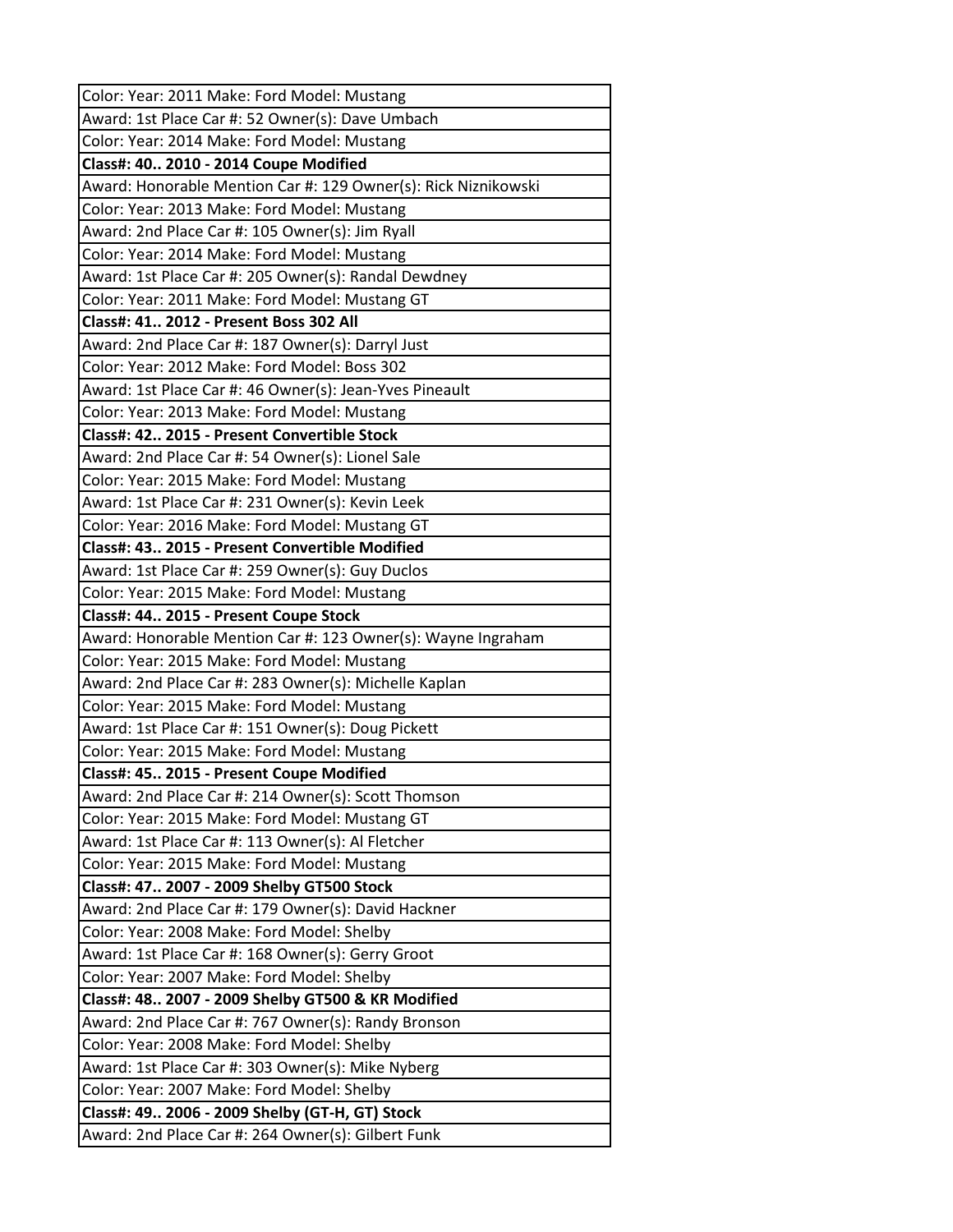| Color: Year: 2011 Make: Ford Model: Mustang |
|---|
| Award: 1st Place Car #: 52 Owner(s): Dave Umbach |
| Color: Year: 2014 Make: Ford Model: Mustang |
| **Class#: 40.. 2010 - 2014 Coupe Modified** |
| Award: Honorable Mention Car #: 129 Owner(s): Rick Niznikowski |
| Color: Year: 2013 Make: Ford Model: Mustang |
| Award: 2nd Place Car #: 105 Owner(s): Jim Ryall |
| Color: Year: 2014 Make: Ford Model: Mustang |
| Award: 1st Place Car #: 205 Owner(s): Randal Dewdney |
| Color: Year: 2011 Make: Ford Model: Mustang GT |
| **Class#: 41.. 2012 - Present Boss 302 All** |
| Award: 2nd Place Car #: 187 Owner(s): Darryl Just |
| Color: Year: 2012 Make: Ford Model: Boss 302 |
| Award: 1st Place Car #: 46 Owner(s): Jean-Yves Pineault |
| Color: Year: 2013 Make: Ford Model: Mustang |
| **Class#: 42.. 2015 - Present Convertible Stock** |
| Award: 2nd Place Car #: 54 Owner(s): Lionel Sale |
| Color: Year: 2015 Make: Ford Model: Mustang |
| Award: 1st Place Car #: 231 Owner(s): Kevin Leek |
| Color: Year: 2016 Make: Ford Model: Mustang GT |
| **Class#: 43.. 2015 - Present Convertible Modified** |
| Award: 1st Place Car #: 259 Owner(s): Guy Duclos |
| Color: Year: 2015 Make: Ford Model: Mustang |
| **Class#: 44.. 2015 - Present Coupe Stock** |
| Award: Honorable Mention Car #: 123 Owner(s): Wayne Ingraham |
| Color: Year: 2015 Make: Ford Model: Mustang |
| Award: 2nd Place Car #: 283 Owner(s): Michelle Kaplan |
| Color: Year: 2015 Make: Ford Model: Mustang |
| Award: 1st Place Car #: 151 Owner(s): Doug Pickett |
| Color: Year: 2015 Make: Ford Model: Mustang |
| **Class#: 45.. 2015 - Present Coupe Modified** |
| Award: 2nd Place Car #: 214 Owner(s): Scott Thomson |
| Color: Year: 2015 Make: Ford Model: Mustang GT |
| Award: 1st Place Car #: 113 Owner(s): Al Fletcher |
| Color: Year: 2015 Make: Ford Model: Mustang |
| **Class#: 47.. 2007 - 2009 Shelby GT500 Stock** |
| Award: 2nd Place Car #: 179 Owner(s): David Hackner |
| Color: Year: 2008 Make: Ford Model: Shelby |
| Award: 1st Place Car #: 168 Owner(s): Gerry Groot |
| Color: Year: 2007 Make: Ford Model: Shelby |
| **Class#: 48.. 2007 - 2009 Shelby GT500 & KR Modified** |
| Award: 2nd Place Car #: 767 Owner(s): Randy Bronson |
| Color: Year: 2008 Make: Ford Model: Shelby |
| Award: 1st Place Car #: 303 Owner(s): Mike Nyberg |
| Color: Year: 2007 Make: Ford Model: Shelby |
| **Class#: 49.. 2006 - 2009 Shelby (GT-H, GT) Stock** |
| Award: 2nd Place Car #: 264 Owner(s): Gilbert Funk |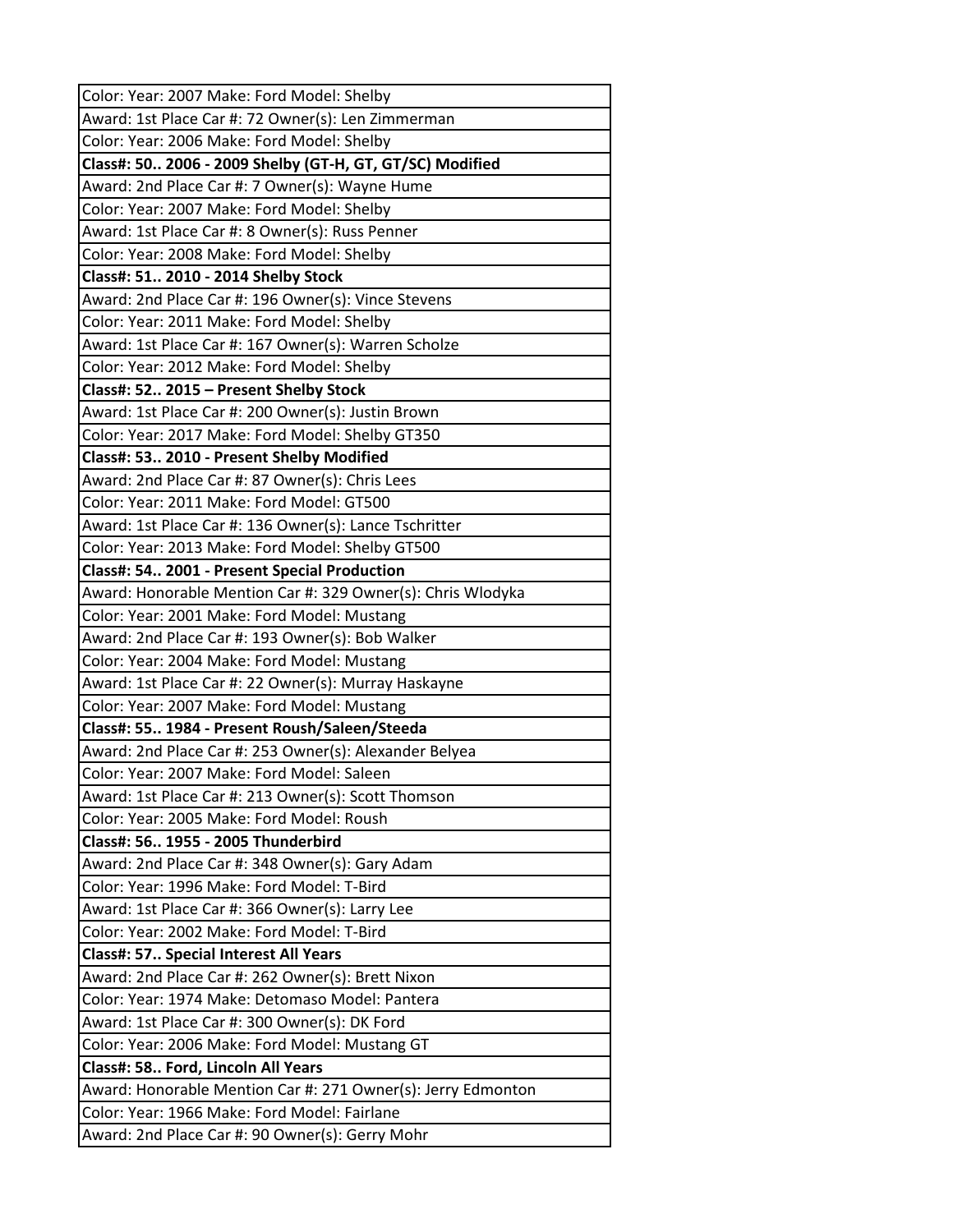| Color: Year: 2007 Make: Ford Model: Shelby |
|---|
| Award: 1st Place Car #: 72 Owner(s): Len Zimmerman |
| Color: Year: 2006 Make: Ford Model: Shelby |
| **Class#: 50.. 2006 - 2009 Shelby (GT-H, GT, GT/SC) Modified** |
| Award: 2nd Place Car #: 7 Owner(s): Wayne Hume |
| Color: Year: 2007 Make: Ford Model: Shelby |
| Award: 1st Place Car #: 8 Owner(s): Russ Penner |
| Color: Year: 2008 Make: Ford Model: Shelby |
| **Class#: 51.. 2010 - 2014 Shelby Stock** |
| Award: 2nd Place Car #: 196 Owner(s): Vince Stevens |
| Color: Year: 2011 Make: Ford Model: Shelby |
| Award: 1st Place Car #: 167 Owner(s): Warren Scholze |
| Color: Year: 2012 Make: Ford Model: Shelby |
| **Class#: 52.. 2015 – Present Shelby Stock** |
| Award: 1st Place Car #: 200 Owner(s): Justin Brown |
| Color: Year: 2017 Make: Ford Model: Shelby GT350 |
| **Class#: 53.. 2010 - Present Shelby Modified** |
| Award: 2nd Place Car #: 87 Owner(s): Chris Lees |
| Color: Year: 2011 Make: Ford Model: GT500 |
| Award: 1st Place Car #: 136 Owner(s): Lance Tschritter |
| Color: Year: 2013 Make: Ford Model: Shelby GT500 |
| **Class#: 54.. 2001 - Present Special Production** |
| Award: Honorable Mention Car #: 329 Owner(s): Chris Wlodyka |
| Color: Year: 2001 Make: Ford Model: Mustang |
| Award: 2nd Place Car #: 193 Owner(s): Bob Walker |
| Color: Year: 2004 Make: Ford Model: Mustang |
| Award: 1st Place Car #: 22 Owner(s): Murray Haskayne |
| Color: Year: 2007 Make: Ford Model: Mustang |
| **Class#: 55.. 1984 - Present Roush/Saleen/Steeda** |
| Award: 2nd Place Car #: 253 Owner(s): Alexander Belyea |
| Color: Year: 2007 Make: Ford Model: Saleen |
| Award: 1st Place Car #: 213 Owner(s): Scott Thomson |
| Color: Year: 2005 Make: Ford Model: Roush |
| **Class#: 56.. 1955 - 2005 Thunderbird** |
| Award: 2nd Place Car #: 348 Owner(s): Gary Adam |
| Color: Year: 1996 Make: Ford Model: T-Bird |
| Award: 1st Place Car #: 366 Owner(s): Larry Lee |
| Color: Year: 2002 Make: Ford Model: T-Bird |
| **Class#: 57.. Special Interest All Years** |
| Award: 2nd Place Car #: 262 Owner(s): Brett Nixon |
| Color: Year: 1974 Make: Detomaso Model: Pantera |
| Award: 1st Place Car #: 300 Owner(s): DK Ford |
| Color: Year: 2006 Make: Ford Model: Mustang GT |
| **Class#: 58.. Ford, Lincoln All Years** |
| Award: Honorable Mention Car #: 271 Owner(s): Jerry Edmonton |
| Color: Year: 1966 Make: Ford Model: Fairlane |
| Award: 2nd Place Car #: 90 Owner(s): Gerry Mohr |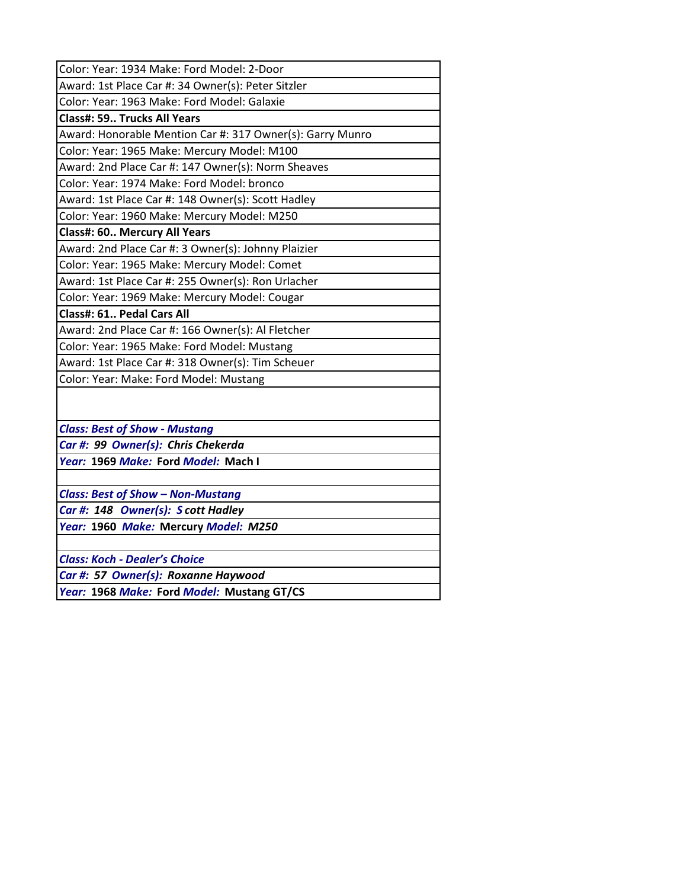| |
|---|
| Color: Year: 1934 Make: Ford Model: 2-Door |
| Award: 1st Place Car #: 34 Owner(s): Peter Sitzler |
| Color: Year: 1963 Make: Ford Model: Galaxie |
| **Class#: 59.. Trucks All Years** |
| Award: Honorable Mention Car #: 317 Owner(s): Garry Munro |
| Color: Year: 1965 Make: Mercury Model: M100 |
| Award: 2nd Place Car #: 147 Owner(s): Norm Sheaves |
| Color: Year: 1974 Make: Ford Model: bronco |
| Award: 1st Place Car #: 148 Owner(s): Scott Hadley |
| Color: Year: 1960 Make: Mercury Model: M250 |
| **Class#: 60.. Mercury All Years** |
| Award: 2nd Place Car #: 3 Owner(s): Johnny Plaizier |
| Color: Year: 1965 Make: Mercury Model: Comet |
| Award: 1st Place Car #: 255 Owner(s): Ron Urlacher |
| Color: Year: 1969 Make: Mercury Model: Cougar |
| **Class#: 61.. Pedal Cars All** |
| Award: 2nd Place Car #: 166 Owner(s): Al Fletcher |
| Color: Year: 1965 Make: Ford Model: Mustang |
| Award: 1st Place Car #: 318 Owner(s): Tim Scheuer |
| Color: Year: Make: Ford Model: Mustang |
| |
| ***Class: Best of Show - Mustang*** |
| ***Car #: 99 Owner(s): Chris Chekerda*** |
| ***Year:*** **1969** ***Make:*** **Ford** ***Model:*** **Mach I** |
| |
| ***Class: Best of Show – Non-Mustang*** |
| ***Car #: 148 Owner(s): S cott Hadley*** |
| ***Year:*** **1960** ***Make:*** **Mercury** ***Model: M250*** |
| |
| ***Class: Koch - Dealer's Choice*** |
| ***Car #: 57 Owner(s): Roxanne Haywood*** |
| ***Year:*** **1968** ***Make:*** **Ford** ***Model:*** **Mustang GT/CS** |